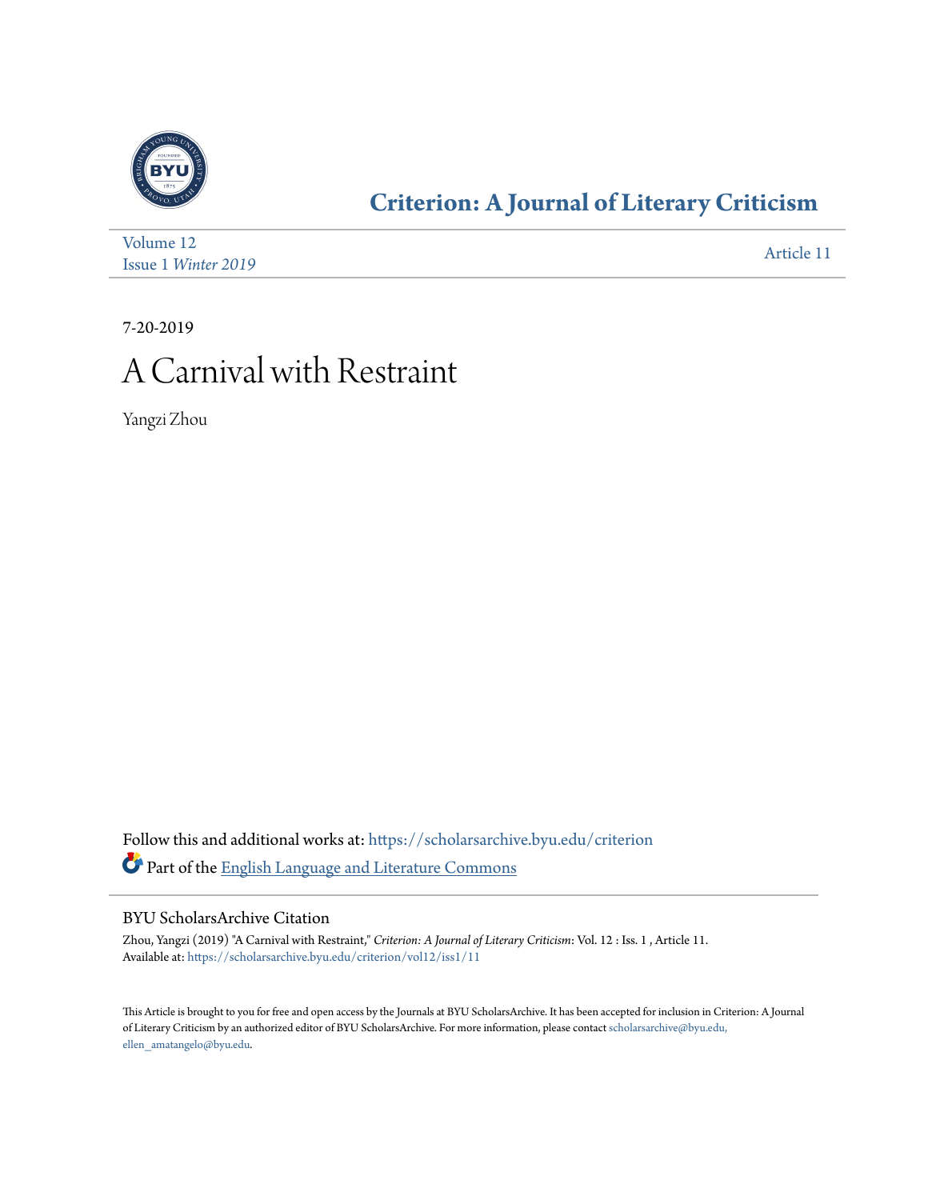# Criterion: A Journal of Literary Criticism

Volume 12
Issue 1 *Winter 2019*

Article 11

7-20-2019

# A Carnival with Restraint

Yangzi Zhou

Follow this and additional works at: https://scholarsarchive.byu.edu/criterion

Part of the English Language and Literature Commons

## BYU ScholarsArchive Citation

Zhou, Yangzi (2019) "A Carnival with Restraint," *Criterion: A Journal of Literary Criticism*: Vol. 12 : Iss. 1 , Article 11.
Available at: https://scholarsarchive.byu.edu/criterion/vol12/iss1/11

This Article is brought to you for free and open access by the Journals at BYU ScholarsArchive. It has been accepted for inclusion in Criterion: A Journal of Literary Criticism by an authorized editor of BYU ScholarsArchive. For more information, please contact scholarsarchive@byu.edu, ellen_amatangelo@byu.edu.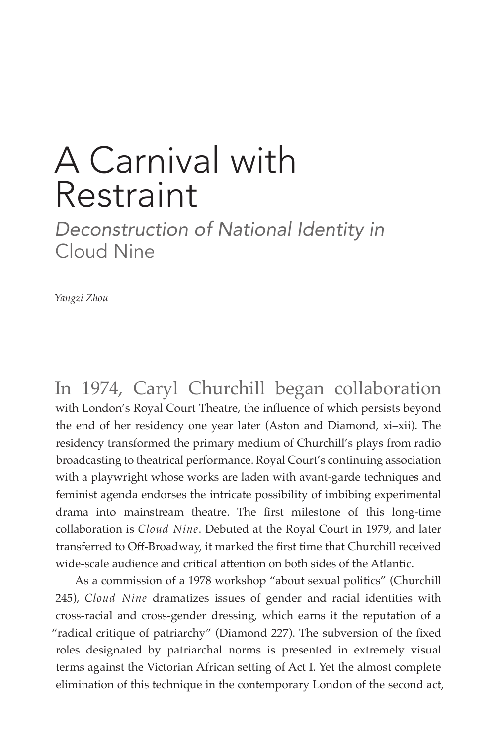# A Carnival with Restraint

## *Deconstruction of National Identity in* Cloud Nine

*Yangzi Zhou*

In 1974, Caryl Churchill began collaboration with London's Royal Court Theatre, the influence of which persists beyond the end of her residency one year later (Aston and Diamond, xi–xii). The residency transformed the primary medium of Churchill's plays from radio broadcasting to theatrical performance. Royal Court's continuing association with a playwright whose works are laden with avant-garde techniques and feminist agenda endorses the intricate possibility of imbibing experimental drama into mainstream theatre. The first milestone of this long-time collaboration is *Cloud Nine*. Debuted at the Royal Court in 1979, and later transferred to Off-Broadway, it marked the first time that Churchill received wide-scale audience and critical attention on both sides of the Atlantic.

As a commission of a 1978 workshop "about sexual politics" (Churchill 245), *Cloud Nine* dramatizes issues of gender and racial identities with cross-racial and cross-gender dressing, which earns it the reputation of a "radical critique of patriarchy" (Diamond 227). The subversion of the fixed roles designated by patriarchal norms is presented in extremely visual terms against the Victorian African setting of Act I. Yet the almost complete elimination of this technique in the contemporary London of the second act,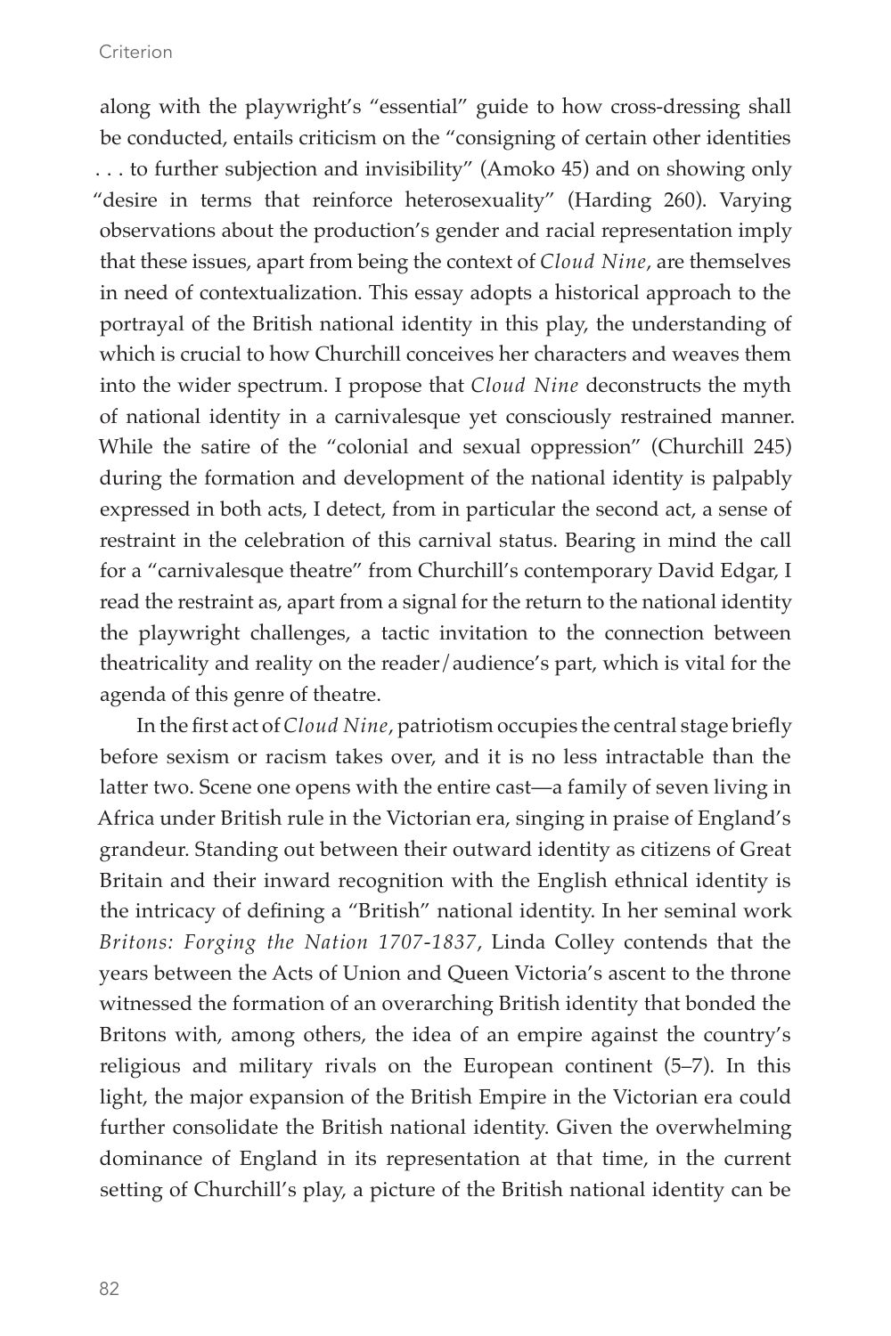along with the playwright's "essential" guide to how cross-dressing shall be conducted, entails criticism on the "consigning of certain other identities . . . to further subjection and invisibility" (Amoko 45) and on showing only "desire in terms that reinforce heterosexuality" (Harding 260). Varying observations about the production's gender and racial representation imply that these issues, apart from being the context of *Cloud Nine*, are themselves in need of contextualization. This essay adopts a historical approach to the portrayal of the British national identity in this play, the understanding of which is crucial to how Churchill conceives her characters and weaves them into the wider spectrum. I propose that *Cloud Nine* deconstructs the myth of national identity in a carnivalesque yet consciously restrained manner. While the satire of the "colonial and sexual oppression" (Churchill 245) during the formation and development of the national identity is palpably expressed in both acts, I detect, from in particular the second act, a sense of restraint in the celebration of this carnival status. Bearing in mind the call for a "carnivalesque theatre" from Churchill's contemporary David Edgar, I read the restraint as, apart from a signal for the return to the national identity the playwright challenges, a tactic invitation to the connection between theatricality and reality on the reader/audience's part, which is vital for the agenda of this genre of theatre.

In the first act of *Cloud Nine*, patriotism occupies the central stage briefly before sexism or racism takes over, and it is no less intractable than the latter two. Scene one opens with the entire cast—a family of seven living in Africa under British rule in the Victorian era, singing in praise of England's grandeur. Standing out between their outward identity as citizens of Great Britain and their inward recognition with the English ethnical identity is the intricacy of defining a "British" national identity. In her seminal work *Britons: Forging the Nation 1707-1837*, Linda Colley contends that the years between the Acts of Union and Queen Victoria's ascent to the throne witnessed the formation of an overarching British identity that bonded the Britons with, among others, the idea of an empire against the country's religious and military rivals on the European continent (5–7). In this light, the major expansion of the British Empire in the Victorian era could further consolidate the British national identity. Given the overwhelming dominance of England in its representation at that time, in the current setting of Churchill's play, a picture of the British national identity can be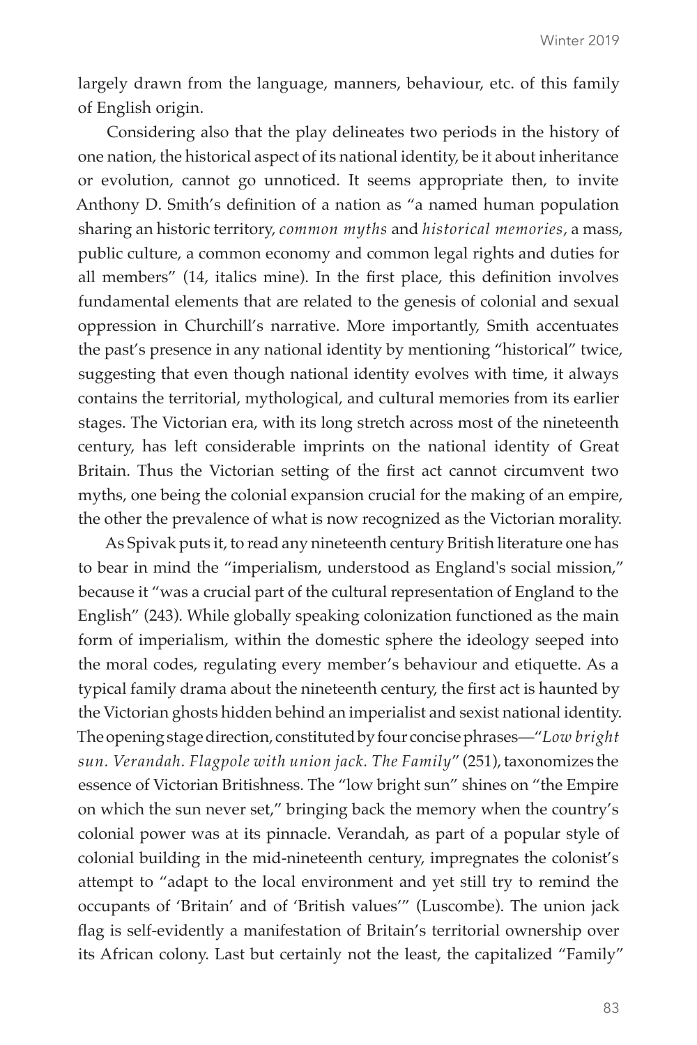largely drawn from the language, manners, behaviour, etc. of this family of English origin.

Considering also that the play delineates two periods in the history of one nation, the historical aspect of its national identity, be it about inheritance or evolution, cannot go unnoticed. It seems appropriate then, to invite Anthony D. Smith's definition of a nation as "a named human population sharing an historic territory, *common myths* and *historical memories*, a mass, public culture, a common economy and common legal rights and duties for all members" (14, italics mine). In the first place, this definition involves fundamental elements that are related to the genesis of colonial and sexual oppression in Churchill's narrative. More importantly, Smith accentuates the past's presence in any national identity by mentioning "historical" twice, suggesting that even though national identity evolves with time, it always contains the territorial, mythological, and cultural memories from its earlier stages. The Victorian era, with its long stretch across most of the nineteenth century, has left considerable imprints on the national identity of Great Britain. Thus the Victorian setting of the first act cannot circumvent two myths, one being the colonial expansion crucial for the making of an empire, the other the prevalence of what is now recognized as the Victorian morality.

As Spivak puts it, to read any nineteenth century British literature one has to bear in mind the "imperialism, understood as England's social mission," because it "was a crucial part of the cultural representation of England to the English" (243). While globally speaking colonization functioned as the main form of imperialism, within the domestic sphere the ideology seeped into the moral codes, regulating every member's behaviour and etiquette. As a typical family drama about the nineteenth century, the first act is haunted by the Victorian ghosts hidden behind an imperialist and sexist national identity. The opening stage direction, constituted by four concise phrases—"*Low bright sun. Verandah. Flagpole with union jack. The Family*" (251), taxonomizes the essence of Victorian Britishness. The "low bright sun" shines on "the Empire on which the sun never set," bringing back the memory when the country's colonial power was at its pinnacle. Verandah, as part of a popular style of colonial building in the mid-nineteenth century, impregnates the colonist's attempt to "adapt to the local environment and yet still try to remind the occupants of 'Britain' and of 'British values'" (Luscombe). The union jack flag is self-evidently a manifestation of Britain's territorial ownership over its African colony. Last but certainly not the least, the capitalized "Family"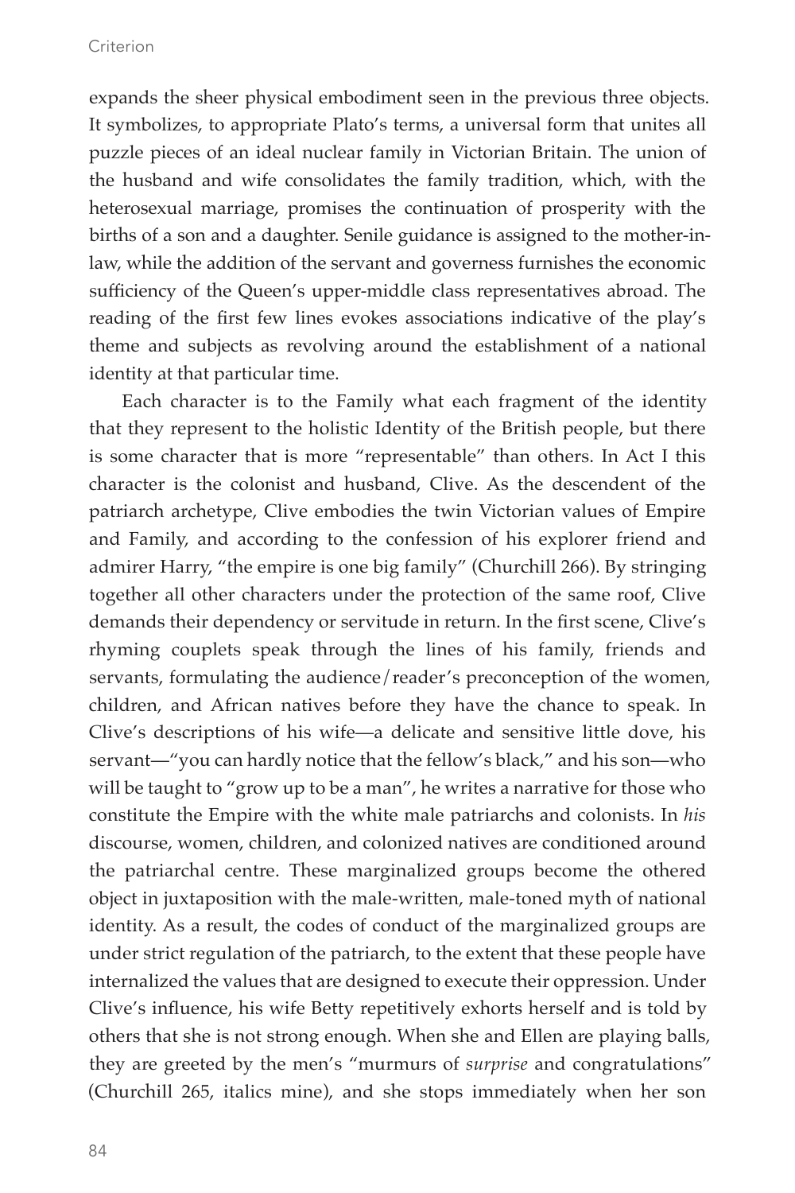expands the sheer physical embodiment seen in the previous three objects. It symbolizes, to appropriate Plato's terms, a universal form that unites all puzzle pieces of an ideal nuclear family in Victorian Britain. The union of the husband and wife consolidates the family tradition, which, with the heterosexual marriage, promises the continuation of prosperity with the births of a son and a daughter. Senile guidance is assigned to the mother-in-law, while the addition of the servant and governess furnishes the economic sufficiency of the Queen's upper-middle class representatives abroad. The reading of the first few lines evokes associations indicative of the play's theme and subjects as revolving around the establishment of a national identity at that particular time.

Each character is to the Family what each fragment of the identity that they represent to the holistic Identity of the British people, but there is some character that is more "representable" than others. In Act I this character is the colonist and husband, Clive. As the descendent of the patriarch archetype, Clive embodies the twin Victorian values of Empire and Family, and according to the confession of his explorer friend and admirer Harry, "the empire is one big family" (Churchill 266). By stringing together all other characters under the protection of the same roof, Clive demands their dependency or servitude in return. In the first scene, Clive's rhyming couplets speak through the lines of his family, friends and servants, formulating the audience/reader's preconception of the women, children, and African natives before they have the chance to speak. In Clive's descriptions of his wife—a delicate and sensitive little dove, his servant—"you can hardly notice that the fellow's black," and his son—who will be taught to "grow up to be a man", he writes a narrative for those who constitute the Empire with the white male patriarchs and colonists. In *his* discourse, women, children, and colonized natives are conditioned around the patriarchal centre. These marginalized groups become the othered object in juxtaposition with the male-written, male-toned myth of national identity. As a result, the codes of conduct of the marginalized groups are under strict regulation of the patriarch, to the extent that these people have internalized the values that are designed to execute their oppression. Under Clive's influence, his wife Betty repetitively exhorts herself and is told by others that she is not strong enough. When she and Ellen are playing balls, they are greeted by the men's "murmurs of *surprise* and congratulations" (Churchill 265, italics mine), and she stops immediately when her son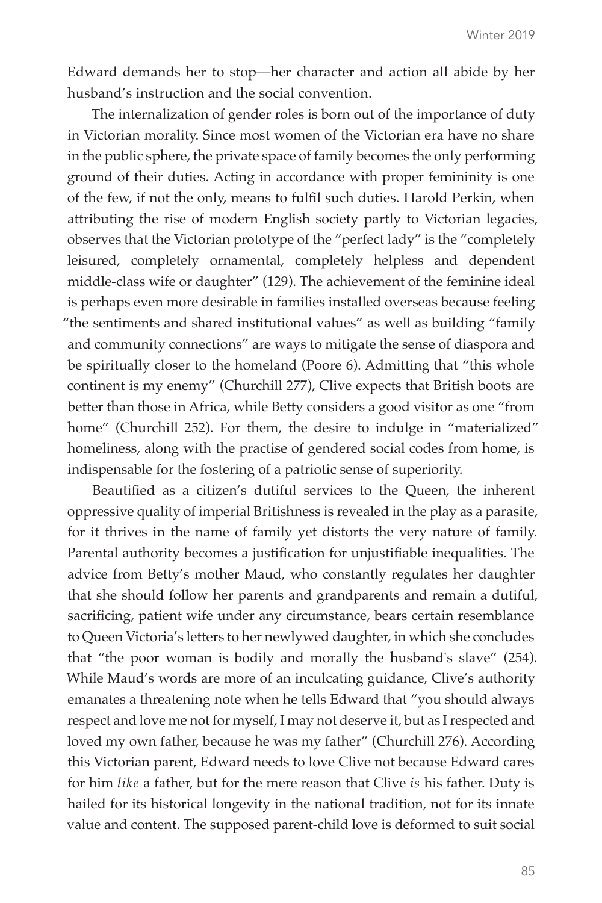Edward demands her to stop—her character and action all abide by her husband's instruction and the social convention.

The internalization of gender roles is born out of the importance of duty in Victorian morality. Since most women of the Victorian era have no share in the public sphere, the private space of family becomes the only performing ground of their duties. Acting in accordance with proper femininity is one of the few, if not the only, means to fulfil such duties. Harold Perkin, when attributing the rise of modern English society partly to Victorian legacies, observes that the Victorian prototype of the "perfect lady" is the "completely leisured, completely ornamental, completely helpless and dependent middle-class wife or daughter" (129). The achievement of the feminine ideal is perhaps even more desirable in families installed overseas because feeling "the sentiments and shared institutional values" as well as building "family and community connections" are ways to mitigate the sense of diaspora and be spiritually closer to the homeland (Poore 6). Admitting that "this whole continent is my enemy" (Churchill 277), Clive expects that British boots are better than those in Africa, while Betty considers a good visitor as one "from home" (Churchill 252). For them, the desire to indulge in "materialized" homeliness, along with the practise of gendered social codes from home, is indispensable for the fostering of a patriotic sense of superiority.

Beautified as a citizen's dutiful services to the Queen, the inherent oppressive quality of imperial Britishness is revealed in the play as a parasite, for it thrives in the name of family yet distorts the very nature of family. Parental authority becomes a justification for unjustifiable inequalities. The advice from Betty's mother Maud, who constantly regulates her daughter that she should follow her parents and grandparents and remain a dutiful, sacrificing, patient wife under any circumstance, bears certain resemblance to Queen Victoria's letters to her newlywed daughter, in which she concludes that "the poor woman is bodily and morally the husband's slave" (254). While Maud's words are more of an inculcating guidance, Clive's authority emanates a threatening note when he tells Edward that "you should always respect and love me not for myself, I may not deserve it, but as I respected and loved my own father, because he was my father" (Churchill 276). According this Victorian parent, Edward needs to love Clive not because Edward cares for him *like* a father, but for the mere reason that Clive *is* his father. Duty is hailed for its historical longevity in the national tradition, not for its innate value and content. The supposed parent-child love is deformed to suit social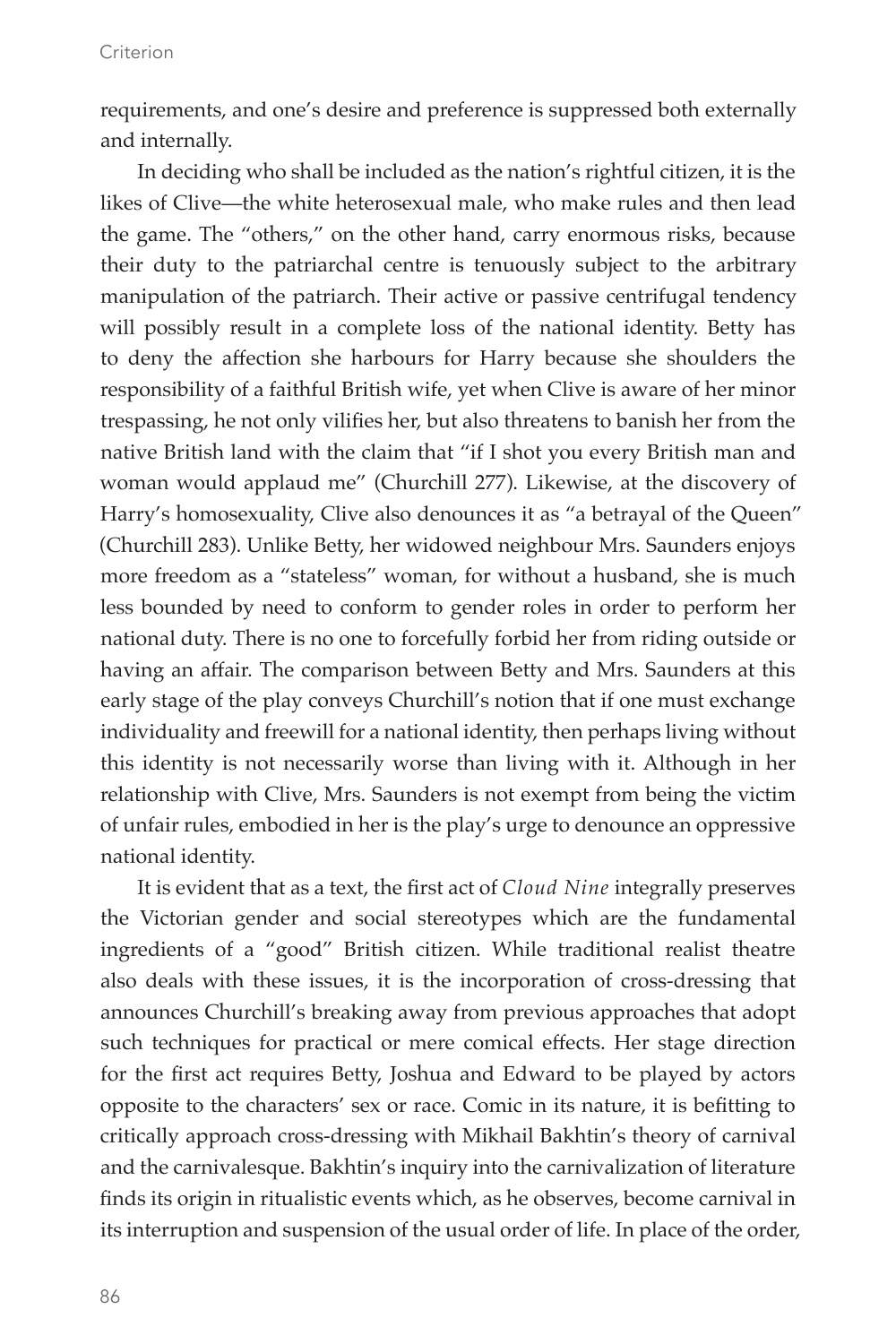requirements, and one's desire and preference is suppressed both externally and internally.

In deciding who shall be included as the nation's rightful citizen, it is the likes of Clive—the white heterosexual male, who make rules and then lead the game. The "others," on the other hand, carry enormous risks, because their duty to the patriarchal centre is tenuously subject to the arbitrary manipulation of the patriarch. Their active or passive centrifugal tendency will possibly result in a complete loss of the national identity. Betty has to deny the affection she harbours for Harry because she shoulders the responsibility of a faithful British wife, yet when Clive is aware of her minor trespassing, he not only vilifies her, but also threatens to banish her from the native British land with the claim that "if I shot you every British man and woman would applaud me" (Churchill 277). Likewise, at the discovery of Harry's homosexuality, Clive also denounces it as "a betrayal of the Queen" (Churchill 283). Unlike Betty, her widowed neighbour Mrs. Saunders enjoys more freedom as a "stateless" woman, for without a husband, she is much less bounded by need to conform to gender roles in order to perform her national duty. There is no one to forcefully forbid her from riding outside or having an affair. The comparison between Betty and Mrs. Saunders at this early stage of the play conveys Churchill's notion that if one must exchange individuality and freewill for a national identity, then perhaps living without this identity is not necessarily worse than living with it. Although in her relationship with Clive, Mrs. Saunders is not exempt from being the victim of unfair rules, embodied in her is the play's urge to denounce an oppressive national identity.

It is evident that as a text, the first act of *Cloud Nine* integrally preserves the Victorian gender and social stereotypes which are the fundamental ingredients of a "good" British citizen. While traditional realist theatre also deals with these issues, it is the incorporation of cross-dressing that announces Churchill's breaking away from previous approaches that adopt such techniques for practical or mere comical effects. Her stage direction for the first act requires Betty, Joshua and Edward to be played by actors opposite to the characters' sex or race. Comic in its nature, it is befitting to critically approach cross-dressing with Mikhail Bakhtin's theory of carnival and the carnivalesque. Bakhtin's inquiry into the carnivalization of literature finds its origin in ritualistic events which, as he observes, become carnival in its interruption and suspension of the usual order of life. In place of the order,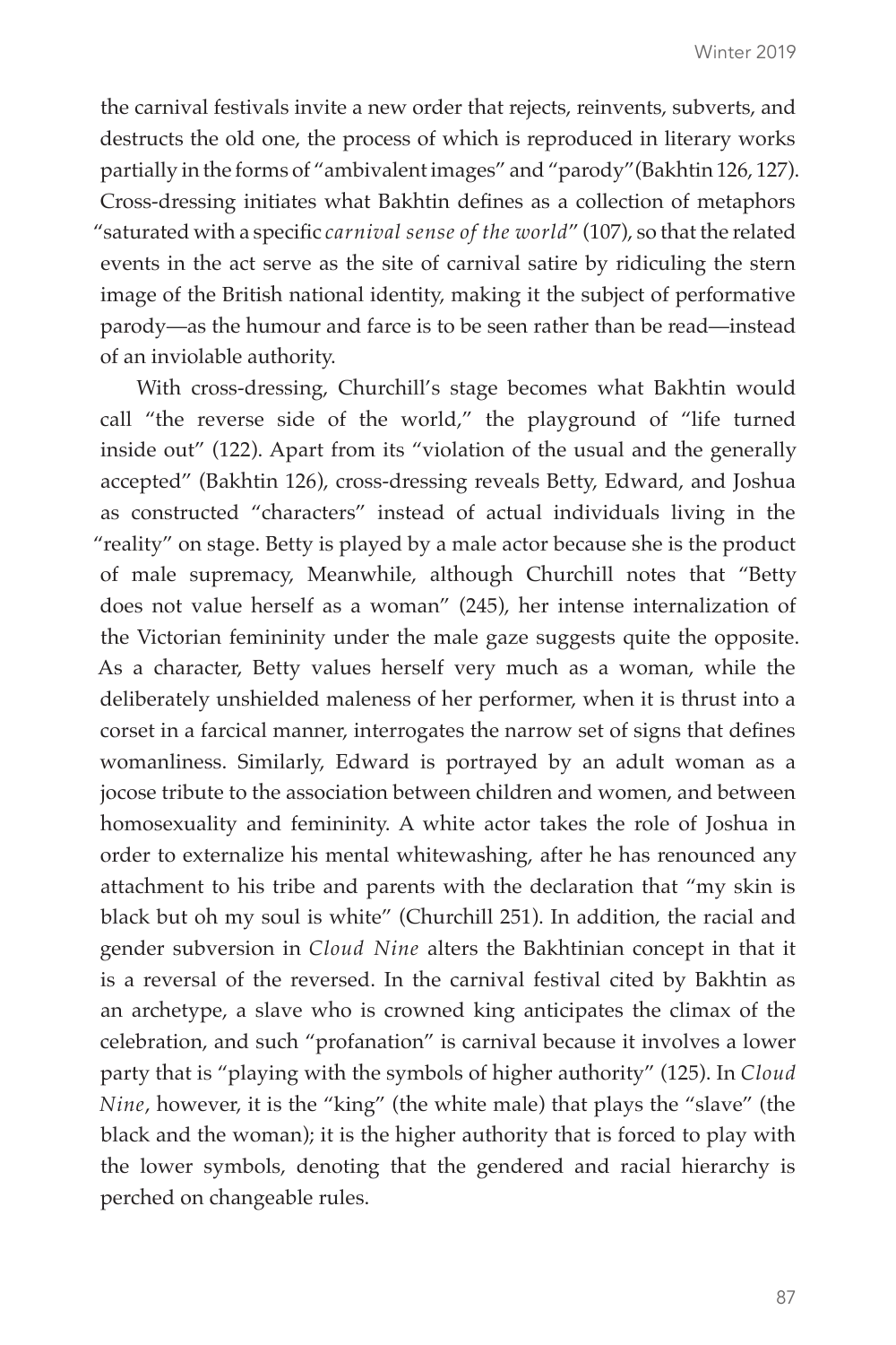the carnival festivals invite a new order that rejects, reinvents, subverts, and destructs the old one, the process of which is reproduced in literary works partially in the forms of "ambivalent images" and "parody" (Bakhtin 126, 127). Cross-dressing initiates what Bakhtin defines as a collection of metaphors "saturated with a specific *carnival sense of the world*" (107), so that the related events in the act serve as the site of carnival satire by ridiculing the stern image of the British national identity, making it the subject of performative parody—as the humour and farce is to be seen rather than be read—instead of an inviolable authority.

With cross-dressing, Churchill's stage becomes what Bakhtin would call "the reverse side of the world," the playground of "life turned inside out" (122). Apart from its "violation of the usual and the generally accepted" (Bakhtin 126), cross-dressing reveals Betty, Edward, and Joshua as constructed "characters" instead of actual individuals living in the "reality" on stage. Betty is played by a male actor because she is the product of male supremacy, Meanwhile, although Churchill notes that "Betty does not value herself as a woman" (245), her intense internalization of the Victorian femininity under the male gaze suggests quite the opposite. As a character, Betty values herself very much as a woman, while the deliberately unshielded maleness of her performer, when it is thrust into a corset in a farcical manner, interrogates the narrow set of signs that defines womanliness. Similarly, Edward is portrayed by an adult woman as a jocose tribute to the association between children and women, and between homosexuality and femininity. A white actor takes the role of Joshua in order to externalize his mental whitewashing, after he has renounced any attachment to his tribe and parents with the declaration that "my skin is black but oh my soul is white" (Churchill 251). In addition, the racial and gender subversion in *Cloud Nine* alters the Bakhtinian concept in that it is a reversal of the reversed. In the carnival festival cited by Bakhtin as an archetype, a slave who is crowned king anticipates the climax of the celebration, and such "profanation" is carnival because it involves a lower party that is "playing with the symbols of higher authority" (125). In *Cloud Nine*, however, it is the "king" (the white male) that plays the "slave" (the black and the woman); it is the higher authority that is forced to play with the lower symbols, denoting that the gendered and racial hierarchy is perched on changeable rules.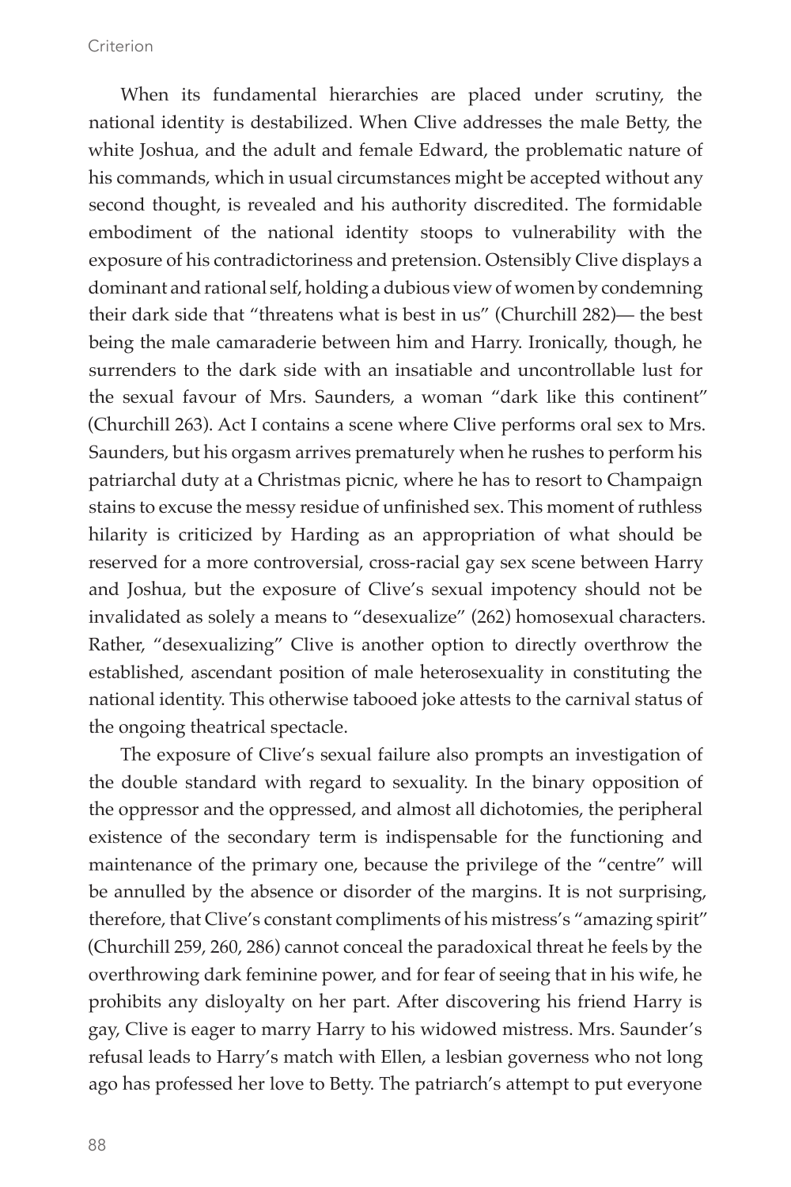When its fundamental hierarchies are placed under scrutiny, the national identity is destabilized. When Clive addresses the male Betty, the white Joshua, and the adult and female Edward, the problematic nature of his commands, which in usual circumstances might be accepted without any second thought, is revealed and his authority discredited. The formidable embodiment of the national identity stoops to vulnerability with the exposure of his contradictoriness and pretension. Ostensibly Clive displays a dominant and rational self, holding a dubious view of women by condemning their dark side that "threatens what is best in us" (Churchill 282)— the best being the male camaraderie between him and Harry. Ironically, though, he surrenders to the dark side with an insatiable and uncontrollable lust for the sexual favour of Mrs. Saunders, a woman "dark like this continent" (Churchill 263). Act I contains a scene where Clive performs oral sex to Mrs. Saunders, but his orgasm arrives prematurely when he rushes to perform his patriarchal duty at a Christmas picnic, where he has to resort to Champaign stains to excuse the messy residue of unfinished sex. This moment of ruthless hilarity is criticized by Harding as an appropriation of what should be reserved for a more controversial, cross-racial gay sex scene between Harry and Joshua, but the exposure of Clive's sexual impotency should not be invalidated as solely a means to "desexualize" (262) homosexual characters. Rather, "desexualizing" Clive is another option to directly overthrow the established, ascendant position of male heterosexuality in constituting the national identity. This otherwise tabooed joke attests to the carnival status of the ongoing theatrical spectacle.

The exposure of Clive's sexual failure also prompts an investigation of the double standard with regard to sexuality. In the binary opposition of the oppressor and the oppressed, and almost all dichotomies, the peripheral existence of the secondary term is indispensable for the functioning and maintenance of the primary one, because the privilege of the "centre" will be annulled by the absence or disorder of the margins. It is not surprising, therefore, that Clive's constant compliments of his mistress's "amazing spirit" (Churchill 259, 260, 286) cannot conceal the paradoxical threat he feels by the overthrowing dark feminine power, and for fear of seeing that in his wife, he prohibits any disloyalty on her part. After discovering his friend Harry is gay, Clive is eager to marry Harry to his widowed mistress. Mrs. Saunder's refusal leads to Harry's match with Ellen, a lesbian governess who not long ago has professed her love to Betty. The patriarch's attempt to put everyone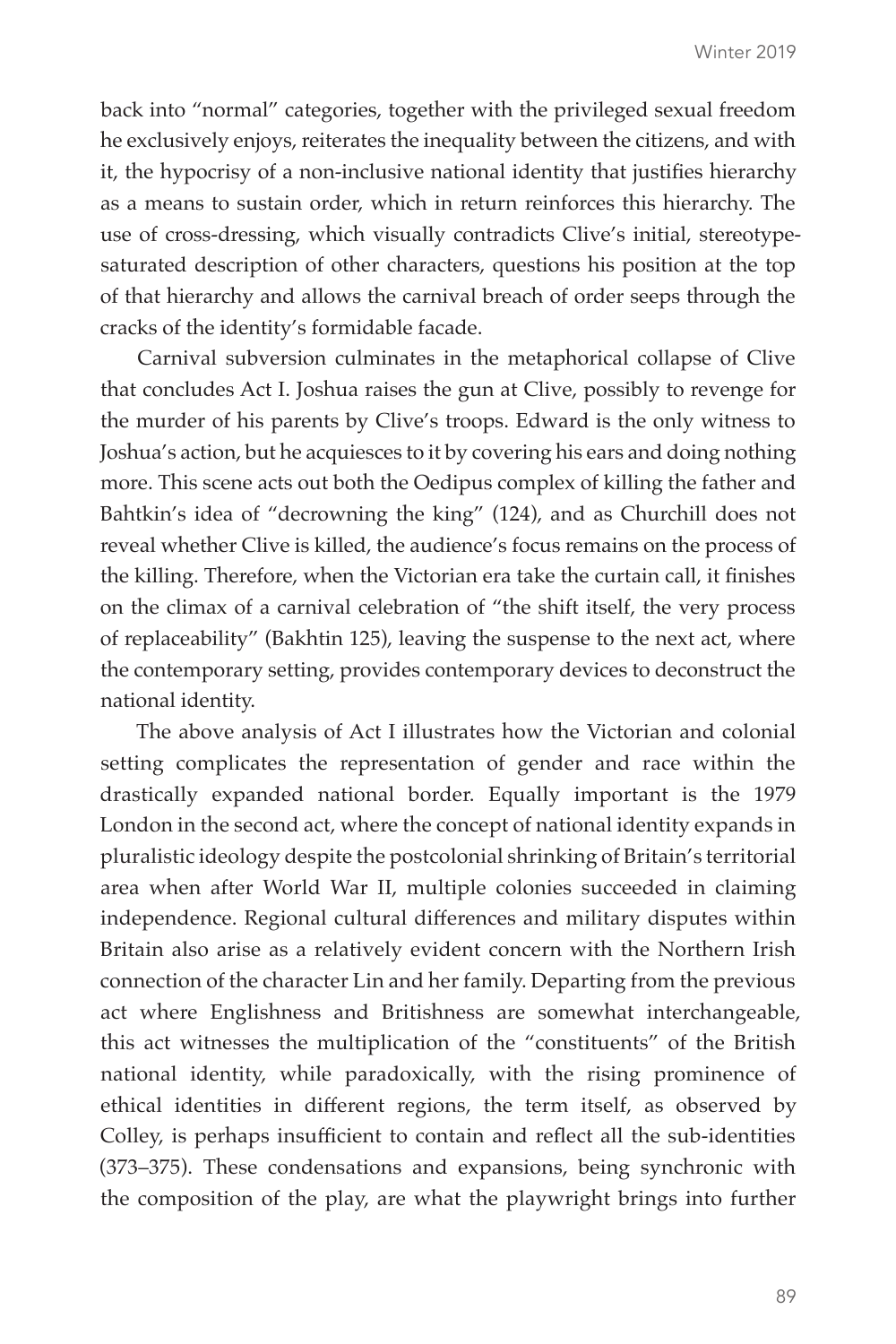back into "normal" categories, together with the privileged sexual freedom he exclusively enjoys, reiterates the inequality between the citizens, and with it, the hypocrisy of a non-inclusive national identity that justifies hierarchy as a means to sustain order, which in return reinforces this hierarchy. The use of cross-dressing, which visually contradicts Clive's initial, stereotype-saturated description of other characters, questions his position at the top of that hierarchy and allows the carnival breach of order seeps through the cracks of the identity's formidable facade.

Carnival subversion culminates in the metaphorical collapse of Clive that concludes Act I. Joshua raises the gun at Clive, possibly to revenge for the murder of his parents by Clive's troops. Edward is the only witness to Joshua's action, but he acquiesces to it by covering his ears and doing nothing more. This scene acts out both the Oedipus complex of killing the father and Bahtkin's idea of "decrowning the king" (124), and as Churchill does not reveal whether Clive is killed, the audience's focus remains on the process of the killing. Therefore, when the Victorian era take the curtain call, it finishes on the climax of a carnival celebration of "the shift itself, the very process of replaceability" (Bakhtin 125), leaving the suspense to the next act, where the contemporary setting, provides contemporary devices to deconstruct the national identity.

The above analysis of Act I illustrates how the Victorian and colonial setting complicates the representation of gender and race within the drastically expanded national border. Equally important is the 1979 London in the second act, where the concept of national identity expands in pluralistic ideology despite the postcolonial shrinking of Britain's territorial area when after World War II, multiple colonies succeeded in claiming independence. Regional cultural differences and military disputes within Britain also arise as a relatively evident concern with the Northern Irish connection of the character Lin and her family. Departing from the previous act where Englishness and Britishness are somewhat interchangeable, this act witnesses the multiplication of the "constituents" of the British national identity, while paradoxically, with the rising prominence of ethical identities in different regions, the term itself, as observed by Colley, is perhaps insufficient to contain and reflect all the sub-identities (373–375). These condensations and expansions, being synchronic with the composition of the play, are what the playwright brings into further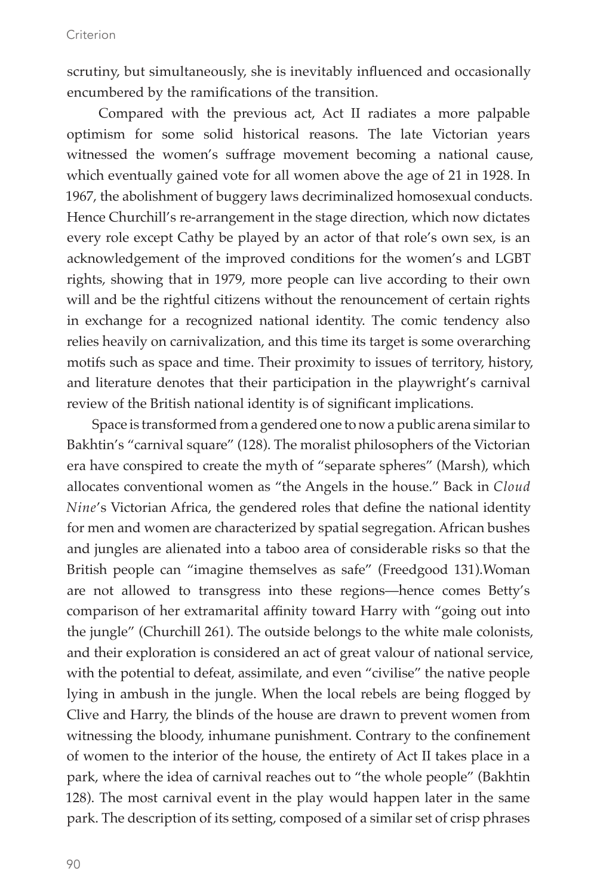scrutiny, but simultaneously, she is inevitably influenced and occasionally encumbered by the ramifications of the transition.

Compared with the previous act, Act II radiates a more palpable optimism for some solid historical reasons. The late Victorian years witnessed the women's suffrage movement becoming a national cause, which eventually gained vote for all women above the age of 21 in 1928. In 1967, the abolishment of buggery laws decriminalized homosexual conducts. Hence Churchill's re-arrangement in the stage direction, which now dictates every role except Cathy be played by an actor of that role's own sex, is an acknowledgement of the improved conditions for the women's and LGBT rights, showing that in 1979, more people can live according to their own will and be the rightful citizens without the renouncement of certain rights in exchange for a recognized national identity. The comic tendency also relies heavily on carnivalization, and this time its target is some overarching motifs such as space and time. Their proximity to issues of territory, history, and literature denotes that their participation in the playwright's carnival review of the British national identity is of significant implications.

Space is transformed from a gendered one to now a public arena similar to Bakhtin's "carnival square" (128). The moralist philosophers of the Victorian era have conspired to create the myth of "separate spheres" (Marsh), which allocates conventional women as "the Angels in the house." Back in *Cloud Nine*'s Victorian Africa, the gendered roles that define the national identity for men and women are characterized by spatial segregation. African bushes and jungles are alienated into a taboo area of considerable risks so that the British people can "imagine themselves as safe" (Freedgood 131).Woman are not allowed to transgress into these regions—hence comes Betty's comparison of her extramarital affinity toward Harry with "going out into the jungle" (Churchill 261). The outside belongs to the white male colonists, and their exploration is considered an act of great valour of national service, with the potential to defeat, assimilate, and even "civilise" the native people lying in ambush in the jungle. When the local rebels are being flogged by Clive and Harry, the blinds of the house are drawn to prevent women from witnessing the bloody, inhumane punishment. Contrary to the confinement of women to the interior of the house, the entirety of Act II takes place in a park, where the idea of carnival reaches out to "the whole people" (Bakhtin 128). The most carnival event in the play would happen later in the same park. The description of its setting, composed of a similar set of crisp phrases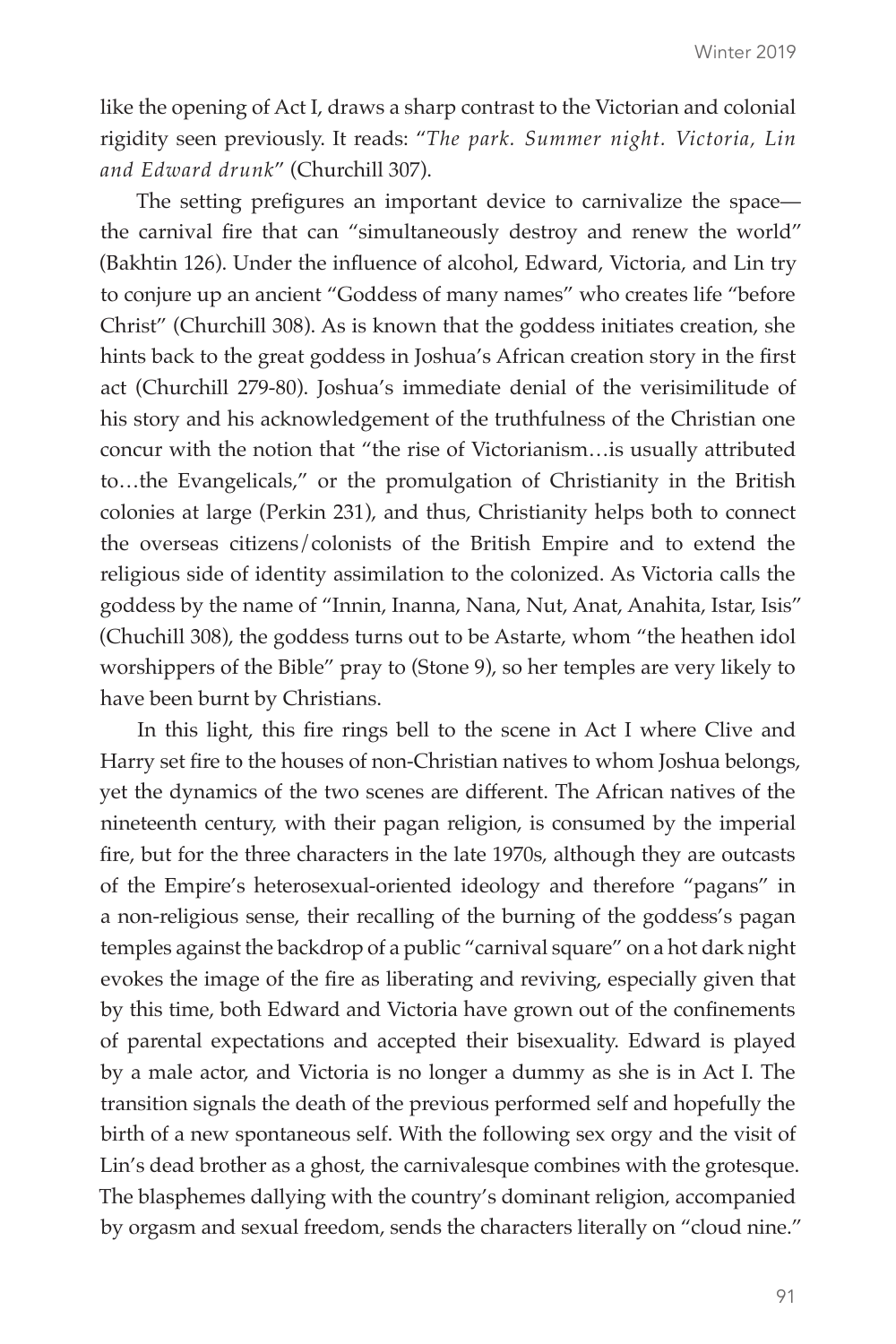like the opening of Act I, draws a sharp contrast to the Victorian and colonial rigidity seen previously. It reads: "*The park. Summer night. Victoria, Lin and Edward drunk*" (Churchill 307).

The setting prefigures an important device to carnivalize the space—the carnival fire that can "simultaneously destroy and renew the world" (Bakhtin 126). Under the influence of alcohol, Edward, Victoria, and Lin try to conjure up an ancient "Goddess of many names" who creates life "before Christ" (Churchill 308). As is known that the goddess initiates creation, she hints back to the great goddess in Joshua's African creation story in the first act (Churchill 279-80). Joshua's immediate denial of the verisimilitude of his story and his acknowledgement of the truthfulness of the Christian one concur with the notion that "the rise of Victorianism…is usually attributed to…the Evangelicals," or the promulgation of Christianity in the British colonies at large (Perkin 231), and thus, Christianity helps both to connect the overseas citizens/colonists of the British Empire and to extend the religious side of identity assimilation to the colonized. As Victoria calls the goddess by the name of "Innin, Inanna, Nana, Nut, Anat, Anahita, Istar, Isis" (Chuchill 308), the goddess turns out to be Astarte, whom "the heathen idol worshippers of the Bible" pray to (Stone 9), so her temples are very likely to have been burnt by Christians.

In this light, this fire rings bell to the scene in Act I where Clive and Harry set fire to the houses of non-Christian natives to whom Joshua belongs, yet the dynamics of the two scenes are different. The African natives of the nineteenth century, with their pagan religion, is consumed by the imperial fire, but for the three characters in the late 1970s, although they are outcasts of the Empire's heterosexual-oriented ideology and therefore "pagans" in a non-religious sense, their recalling of the burning of the goddess's pagan temples against the backdrop of a public "carnival square" on a hot dark night evokes the image of the fire as liberating and reviving, especially given that by this time, both Edward and Victoria have grown out of the confinements of parental expectations and accepted their bisexuality. Edward is played by a male actor, and Victoria is no longer a dummy as she is in Act I. The transition signals the death of the previous performed self and hopefully the birth of a new spontaneous self. With the following sex orgy and the visit of Lin's dead brother as a ghost, the carnivalesque combines with the grotesque. The blasphemes dallying with the country's dominant religion, accompanied by orgasm and sexual freedom, sends the characters literally on "cloud nine."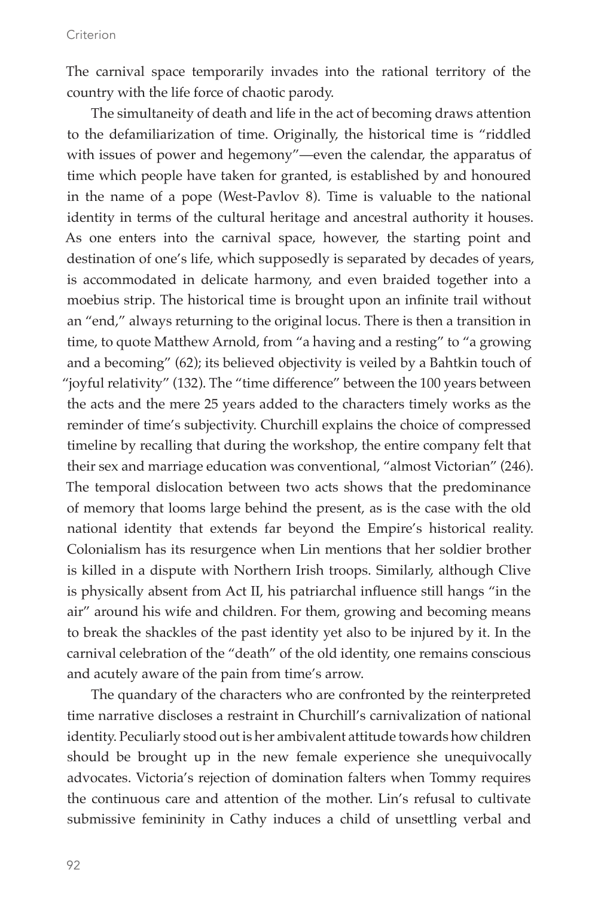The carnival space temporarily invades into the rational territory of the country with the life force of chaotic parody.

The simultaneity of death and life in the act of becoming draws attention to the defamiliarization of time. Originally, the historical time is "riddled with issues of power and hegemony"—even the calendar, the apparatus of time which people have taken for granted, is established by and honoured in the name of a pope (West-Pavlov 8). Time is valuable to the national identity in terms of the cultural heritage and ancestral authority it houses. As one enters into the carnival space, however, the starting point and destination of one's life, which supposedly is separated by decades of years, is accommodated in delicate harmony, and even braided together into a moebius strip. The historical time is brought upon an infinite trail without an "end," always returning to the original locus. There is then a transition in time, to quote Matthew Arnold, from "a having and a resting" to "a growing and a becoming" (62); its believed objectivity is veiled by a Bahtkin touch of "joyful relativity" (132). The "time difference" between the 100 years between the acts and the mere 25 years added to the characters timely works as the reminder of time's subjectivity. Churchill explains the choice of compressed timeline by recalling that during the workshop, the entire company felt that their sex and marriage education was conventional, "almost Victorian" (246). The temporal dislocation between two acts shows that the predominance of memory that looms large behind the present, as is the case with the old national identity that extends far beyond the Empire's historical reality. Colonialism has its resurgence when Lin mentions that her soldier brother is killed in a dispute with Northern Irish troops. Similarly, although Clive is physically absent from Act II, his patriarchal influence still hangs "in the air" around his wife and children. For them, growing and becoming means to break the shackles of the past identity yet also to be injured by it. In the carnival celebration of the "death" of the old identity, one remains conscious and acutely aware of the pain from time's arrow.

The quandary of the characters who are confronted by the reinterpreted time narrative discloses a restraint in Churchill's carnivalization of national identity. Peculiarly stood out is her ambivalent attitude towards how children should be brought up in the new female experience she unequivocally advocates. Victoria's rejection of domination falters when Tommy requires the continuous care and attention of the mother. Lin's refusal to cultivate submissive femininity in Cathy induces a child of unsettling verbal and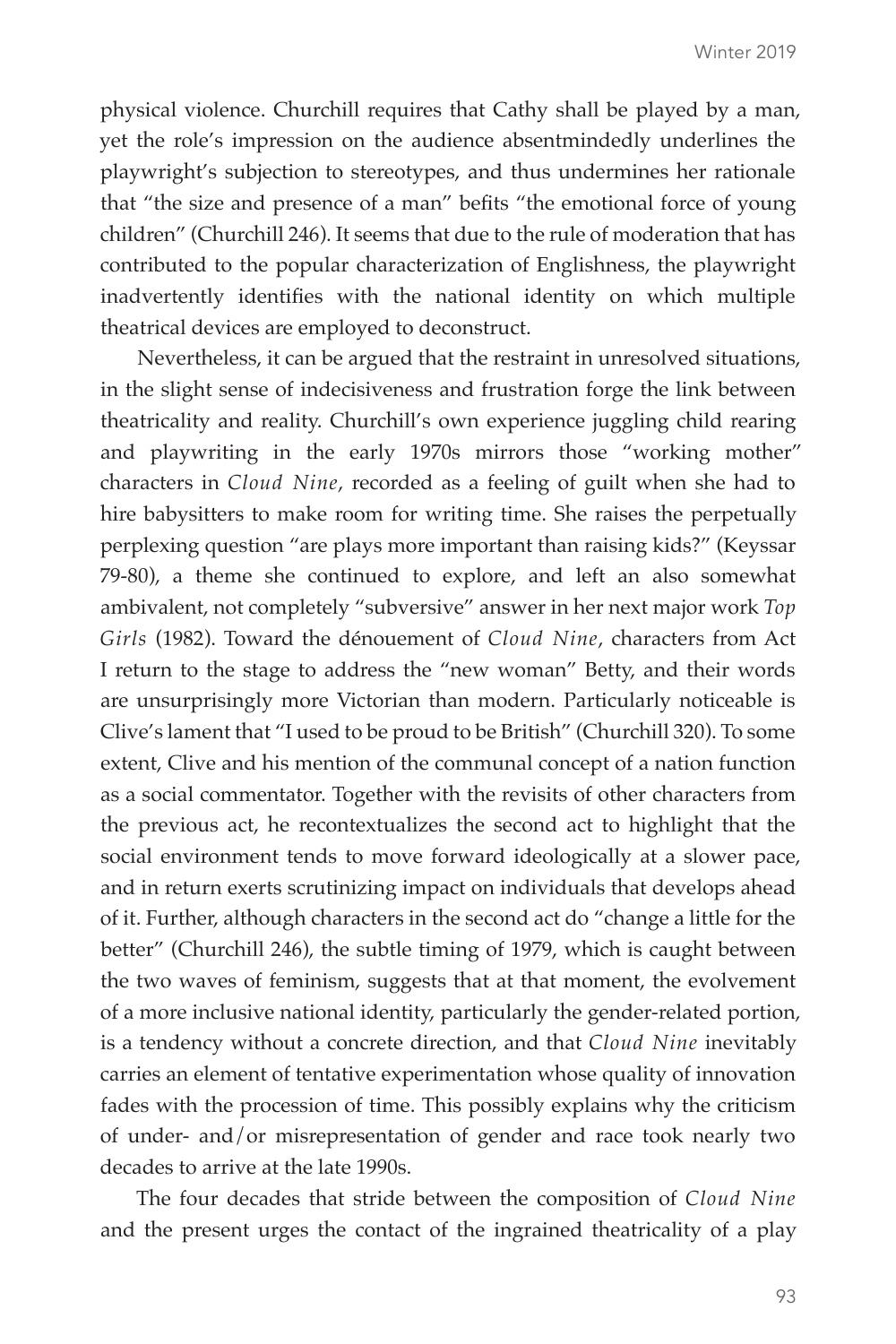physical violence. Churchill requires that Cathy shall be played by a man, yet the role's impression on the audience absentmindedly underlines the playwright's subjection to stereotypes, and thus undermines her rationale that "the size and presence of a man" befits "the emotional force of young children" (Churchill 246). It seems that due to the rule of moderation that has contributed to the popular characterization of Englishness, the playwright inadvertently identifies with the national identity on which multiple theatrical devices are employed to deconstruct.

Nevertheless, it can be argued that the restraint in unresolved situations, in the slight sense of indecisiveness and frustration forge the link between theatricality and reality. Churchill's own experience juggling child rearing and playwriting in the early 1970s mirrors those "working mother" characters in *Cloud Nine*, recorded as a feeling of guilt when she had to hire babysitters to make room for writing time. She raises the perpetually perplexing question "are plays more important than raising kids?" (Keyssar 79-80), a theme she continued to explore, and left an also somewhat ambivalent, not completely "subversive" answer in her next major work *Top Girls* (1982). Toward the dénouement of *Cloud Nine*, characters from Act I return to the stage to address the "new woman" Betty, and their words are unsurprisingly more Victorian than modern. Particularly noticeable is Clive's lament that "I used to be proud to be British" (Churchill 320). To some extent, Clive and his mention of the communal concept of a nation function as a social commentator. Together with the revisits of other characters from the previous act, he recontextualizes the second act to highlight that the social environment tends to move forward ideologically at a slower pace, and in return exerts scrutinizing impact on individuals that develops ahead of it. Further, although characters in the second act do "change a little for the better" (Churchill 246), the subtle timing of 1979, which is caught between the two waves of feminism, suggests that at that moment, the evolvement of a more inclusive national identity, particularly the gender-related portion, is a tendency without a concrete direction, and that *Cloud Nine* inevitably carries an element of tentative experimentation whose quality of innovation fades with the procession of time. This possibly explains why the criticism of under- and/or misrepresentation of gender and race took nearly two decades to arrive at the late 1990s.

The four decades that stride between the composition of *Cloud Nine* and the present urges the contact of the ingrained theatricality of a play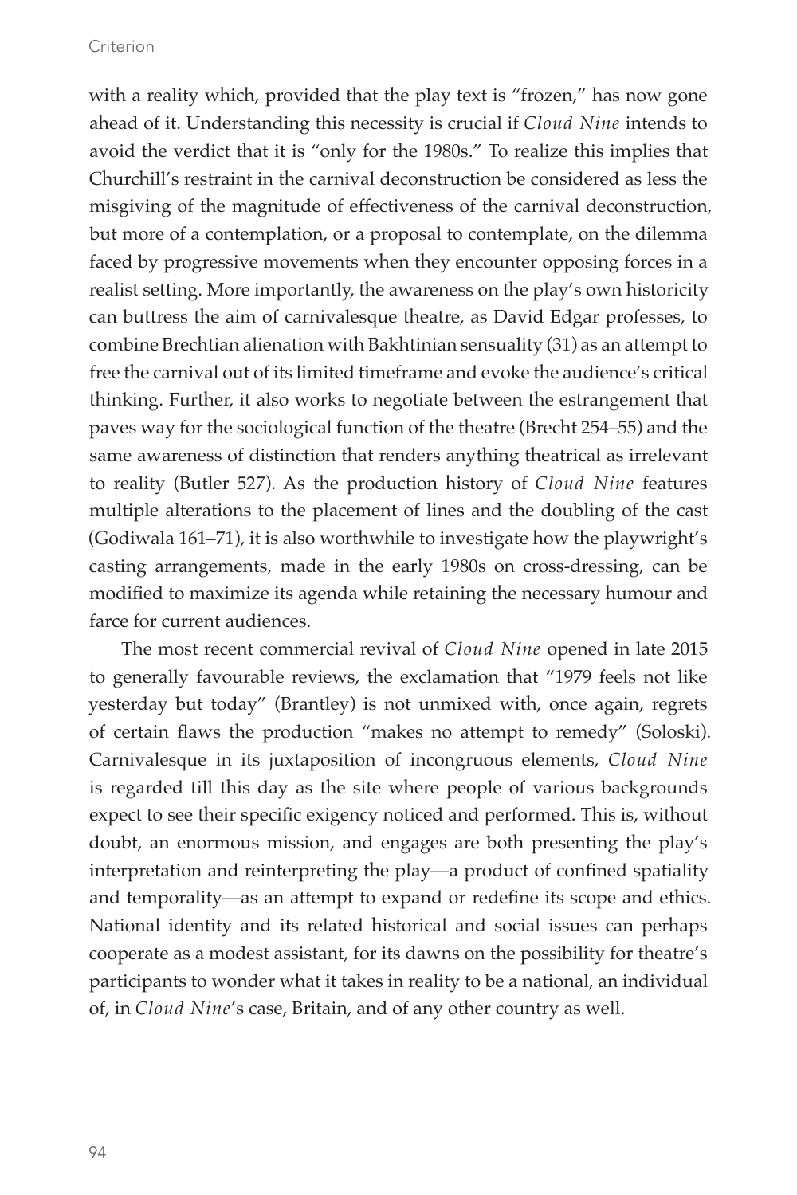with a reality which, provided that the play text is "frozen," has now gone ahead of it. Understanding this necessity is crucial if *Cloud Nine* intends to avoid the verdict that it is "only for the 1980s." To realize this implies that Churchill's restraint in the carnival deconstruction be considered as less the misgiving of the magnitude of effectiveness of the carnival deconstruction, but more of a contemplation, or a proposal to contemplate, on the dilemma faced by progressive movements when they encounter opposing forces in a realist setting. More importantly, the awareness on the play's own historicity can buttress the aim of carnivalesque theatre, as David Edgar professes, to combine Brechtian alienation with Bakhtinian sensuality (31) as an attempt to free the carnival out of its limited timeframe and evoke the audience's critical thinking. Further, it also works to negotiate between the estrangement that paves way for the sociological function of the theatre (Brecht 254–55) and the same awareness of distinction that renders anything theatrical as irrelevant to reality (Butler 527). As the production history of *Cloud Nine* features multiple alterations to the placement of lines and the doubling of the cast (Godiwala 161–71), it is also worthwhile to investigate how the playwright's casting arrangements, made in the early 1980s on cross-dressing, can be modified to maximize its agenda while retaining the necessary humour and farce for current audiences.

The most recent commercial revival of *Cloud Nine* opened in late 2015 to generally favourable reviews, the exclamation that "1979 feels not like yesterday but today" (Brantley) is not unmixed with, once again, regrets of certain flaws the production "makes no attempt to remedy" (Soloski). Carnivalesque in its juxtaposition of incongruous elements, *Cloud Nine* is regarded till this day as the site where people of various backgrounds expect to see their specific exigency noticed and performed. This is, without doubt, an enormous mission, and engages are both presenting the play's interpretation and reinterpreting the play—a product of confined spatiality and temporality—as an attempt to expand or redefine its scope and ethics. National identity and its related historical and social issues can perhaps cooperate as a modest assistant, for its dawns on the possibility for theatre's participants to wonder what it takes in reality to be a national, an individual of, in *Cloud Nine*'s case, Britain, and of any other country as well.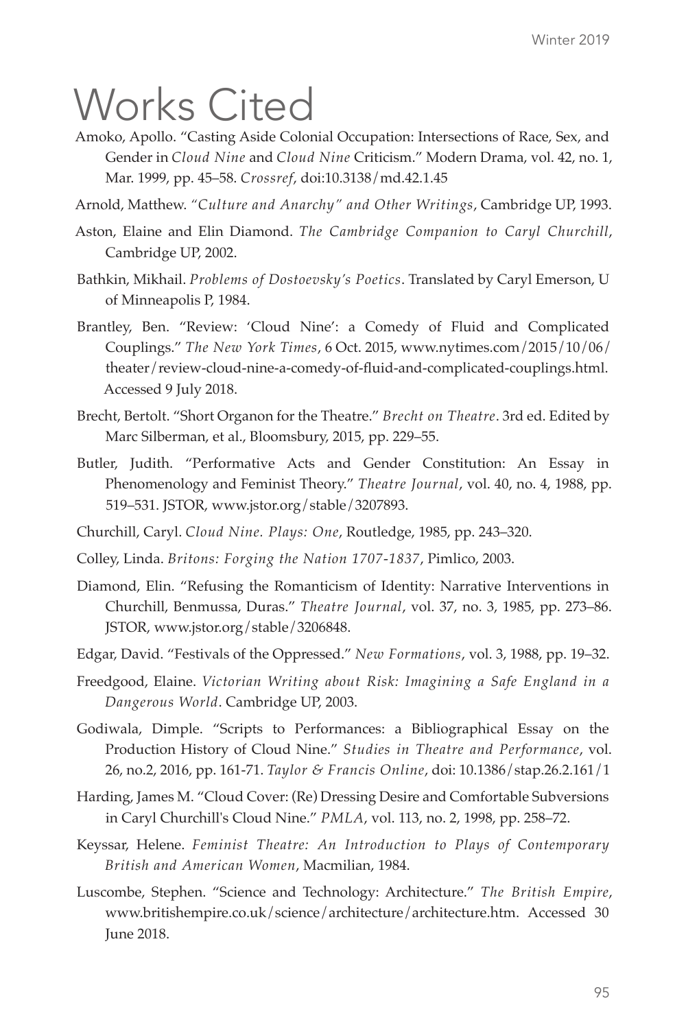# Works Cited

Amoko, Apollo. "Casting Aside Colonial Occupation: Intersections of Race, Sex, and Gender in *Cloud Nine* and *Cloud Nine* Criticism." Modern Drama, vol. 42, no. 1, Mar. 1999, pp. 45–58. *Crossref*, doi:10.3138/md.42.1.45

Arnold, Matthew. *"Culture and Anarchy" and Other Writings*, Cambridge UP, 1993.

Aston, Elaine and Elin Diamond. *The Cambridge Companion to Caryl Churchill*, Cambridge UP, 2002.

Bathkin, Mikhail. *Problems of Dostoevsky's Poetics*. Translated by Caryl Emerson, U of Minneapolis P, 1984.

Brantley, Ben. "Review: 'Cloud Nine': a Comedy of Fluid and Complicated Couplings." *The New York Times*, 6 Oct. 2015, www.nytimes.com/2015/10/06/theater/review-cloud-nine-a-comedy-of-fluid-and-complicated-couplings.html. Accessed 9 July 2018.

Brecht, Bertolt. "Short Organon for the Theatre." *Brecht on Theatre*. 3rd ed. Edited by Marc Silberman, et al., Bloomsbury, 2015, pp. 229–55.

Butler, Judith. "Performative Acts and Gender Constitution: An Essay in Phenomenology and Feminist Theory." *Theatre Journal*, vol. 40, no. 4, 1988, pp. 519–531. JSTOR, www.jstor.org/stable/3207893.

Churchill, Caryl. *Cloud Nine. Plays: One*, Routledge, 1985, pp. 243–320.

Colley, Linda. *Britons: Forging the Nation 1707-1837*, Pimlico, 2003.

Diamond, Elin. "Refusing the Romanticism of Identity: Narrative Interventions in Churchill, Benmussa, Duras." *Theatre Journal*, vol. 37, no. 3, 1985, pp. 273–86. JSTOR, www.jstor.org/stable/3206848.

Edgar, David. "Festivals of the Oppressed." *New Formations*, vol. 3, 1988, pp. 19–32.

Freedgood, Elaine. *Victorian Writing about Risk: Imagining a Safe England in a Dangerous World*. Cambridge UP, 2003.

Godiwala, Dimple. "Scripts to Performances: a Bibliographical Essay on the Production History of Cloud Nine." *Studies in Theatre and Performance*, vol. 26, no.2, 2016, pp. 161-71. *Taylor & Francis Online*, doi: 10.1386/stap.26.2.161/1

Harding, James M. "Cloud Cover: (Re) Dressing Desire and Comfortable Subversions in Caryl Churchill's Cloud Nine." *PMLA*, vol. 113, no. 2, 1998, pp. 258–72.

Keyssar, Helene. *Feminist Theatre: An Introduction to Plays of Contemporary British and American Women*, Macmilian, 1984.

Luscombe, Stephen. "Science and Technology: Architecture." *The British Empire*, www.britishempire.co.uk/science/architecture/architecture.htm. Accessed 30 June 2018.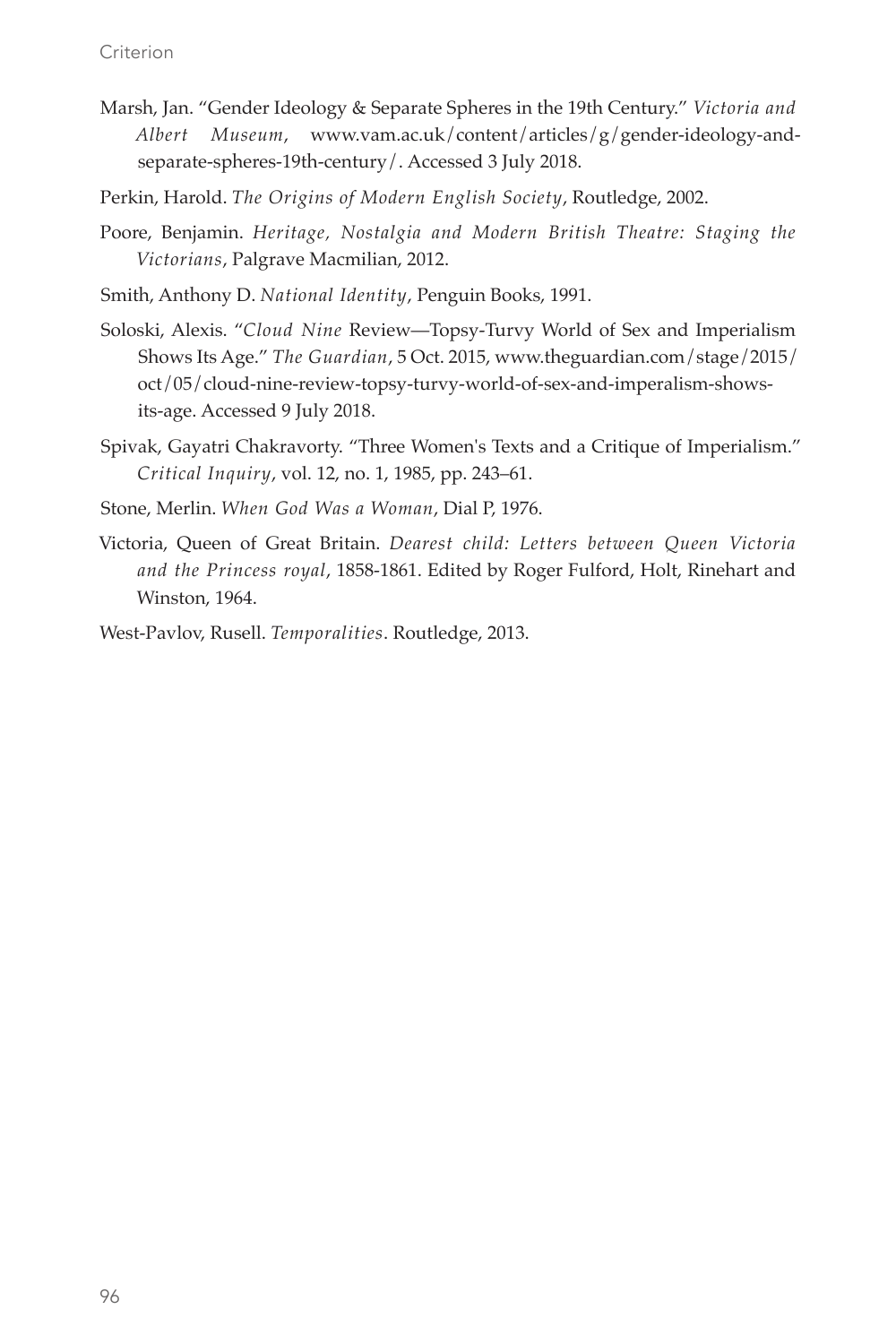Marsh, Jan. "Gender Ideology & Separate Spheres in the 19th Century." *Victoria and Albert Museum*, www.vam.ac.uk/content/articles/g/gender-ideology-and-separate-spheres-19th-century/. Accessed 3 July 2018.

Perkin, Harold. *The Origins of Modern English Society*, Routledge, 2002.

Poore, Benjamin. *Heritage, Nostalgia and Modern British Theatre: Staging the Victorians*, Palgrave Macmilian, 2012.

Smith, Anthony D. *National Identity*, Penguin Books, 1991.

Soloski, Alexis. "*Cloud Nine* Review—Topsy-Turvy World of Sex and Imperialism Shows Its Age." *The Guardian*, 5 Oct. 2015, www.theguardian.com/stage/2015/oct/05/cloud-nine-review-topsy-turvy-world-of-sex-and-imperalism-shows-its-age. Accessed 9 July 2018.

Spivak, Gayatri Chakravorty. "Three Women's Texts and a Critique of Imperialism." *Critical Inquiry*, vol. 12, no. 1, 1985, pp. 243–61.

Stone, Merlin. *When God Was a Woman*, Dial P, 1976.

Victoria, Queen of Great Britain. *Dearest child: Letters between Queen Victoria and the Princess royal*, 1858-1861. Edited by Roger Fulford, Holt, Rinehart and Winston, 1964.

West-Pavlov, Rusell. *Temporalities*. Routledge, 2013.